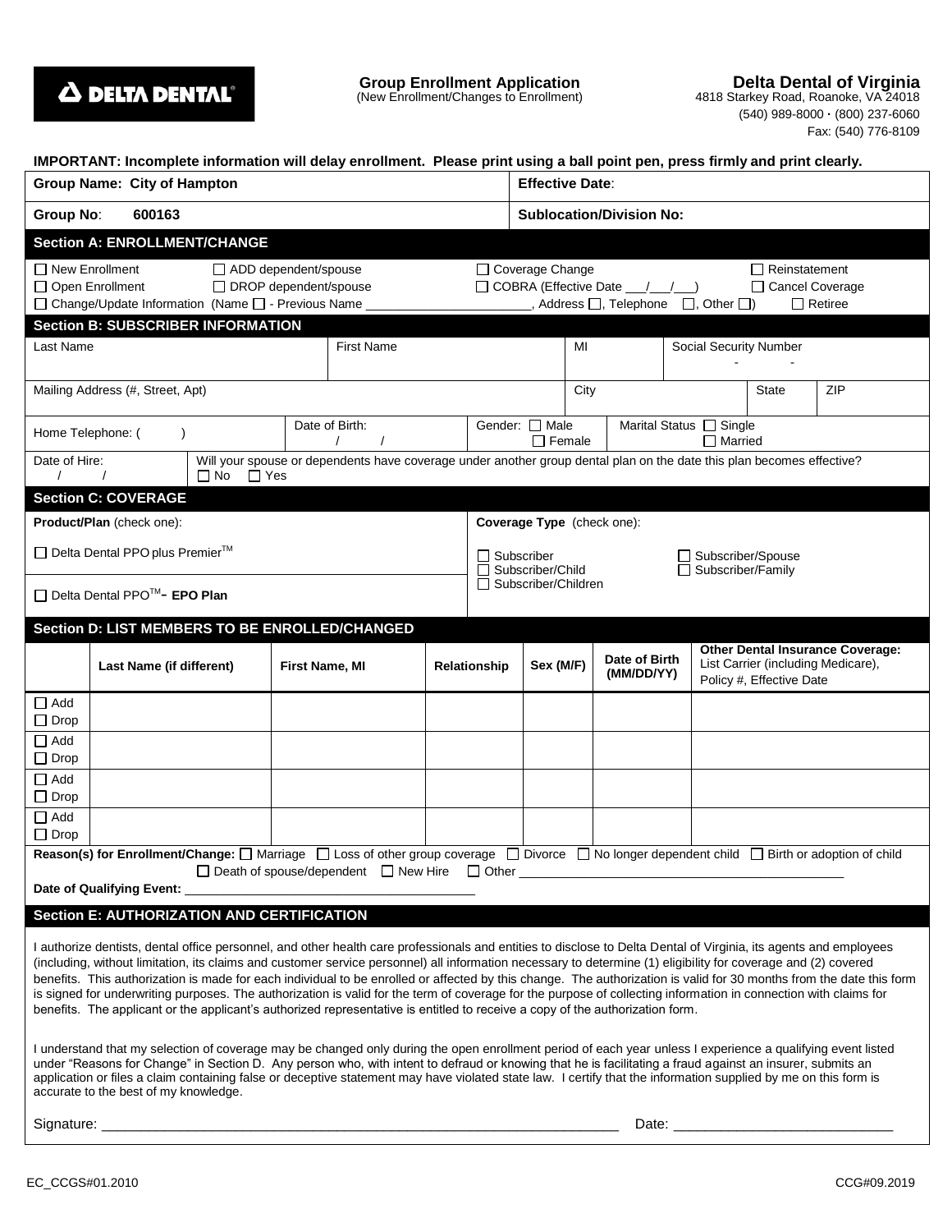**DELTA DENTAL**

## Group Enrollment Application
(New Enrollment/Changes to Enrollment)

**Delta Dental of Virginia**
4818 Starkey Road, Roanoke, VA 24018
(540) 989-8000 · (800) 237-6060
Fax: (540) 776-8109

**IMPORTANT: Incomplete information will delay enrollment. Please print using a ball point pen, press firmly and print clearly.**

| **Group Name: City of Hampton** | **Effective Date**: |
|---|---|
| **Group No**: **600163** | **Sublocation/Division No:** |

### Section A: ENROLLMENT/CHANGE

☐ New Enrollment ☐ ADD dependent/spouse ☐ Coverage Change ☐ Reinstatement
☐ Open Enrollment ☐ DROP dependent/spouse ☐ COBRA (Effective Date ___/___/___) ☐ Cancel Coverage
☐ Change/Update Information (Name ☐ - Previous Name ______________________, Address ☐, Telephone ☐, Other ☐) ☐ Retiree

### Section B: SUBSCRIBER INFORMATION

| Last Name | First Name | MI | Social Security Number | | |
|---|---|---|---|---|---|
| | | | - - | | |
| Mailing Address (#, Street, Apt) | | City | | State | ZIP |
| Home Telephone: ( ) | Date of Birth: / / | Gender: ☐ Male ☐ Female | Marital Status ☐ Single ☐ Married | | |

Date of Hire: / /

Will your spouse or dependents have coverage under another group dental plan on the date this plan becomes effective? ☐ No ☐ Yes

### Section C: COVERAGE

| **Product/Plan** (check one): | **Coverage Type** (check one): |
|---|---|
| ☐ Delta Dental PPO plus Premier™ | ☐ Subscriber ☐ Subscriber/Spouse |
| ☐ Delta Dental PPO™- **EPO Plan** | ☐ Subscriber/Child ☐ Subscriber/Family ☐ Subscriber/Children |

### Section D: LIST MEMBERS TO BE ENROLLED/CHANGED

| | Last Name (if different) | First Name, MI | Relationship | Sex (M/F) | Date of Birth (MM/DD/YY) | **Other Dental Insurance Coverage:** List Carrier (including Medicare), Policy #, Effective Date |
|---|---|---|---|---|---|---|
| ☐ Add ☐ Drop | | | | | | |
| ☐ Add ☐ Drop | | | | | | |
| ☐ Add ☐ Drop | | | | | | |
| ☐ Add ☐ Drop | | | | | | |

**Reason(s) for Enrollment/Change:** ☐ Marriage ☐ Loss of other group coverage ☐ Divorce ☐ No longer dependent child ☐ Birth or adoption of child ☐ Death of spouse/dependent ☐ New Hire ☐ Other ______________________________

**Date of Qualifying Event:** ______________________________

### Section E: AUTHORIZATION AND CERTIFICATION

I authorize dentists, dental office personnel, and other health care professionals and entities to disclose to Delta Dental of Virginia, its agents and employees (including, without limitation, its claims and customer service personnel) all information necessary to determine (1) eligibility for coverage and (2) covered benefits. This authorization is made for each individual to be enrolled or affected by this change. The authorization is valid for 30 months from the date this form is signed for underwriting purposes. The authorization is valid for the term of coverage for the purpose of collecting information in connection with claims for benefits. The applicant or the applicant's authorized representative is entitled to receive a copy of the authorization form.

I understand that my selection of coverage may be changed only during the open enrollment period of each year unless I experience a qualifying event listed under "Reasons for Change" in Section D. Any person who, with intent to defraud or knowing that he is facilitating a fraud against an insurer, submits an application or files a claim containing false or deceptive statement may have violated state law. I certify that the information supplied by me on this form is accurate to the best of my knowledge.

Signature: ______________________________________________ Date: ____________________________

EC_CCGS#01.2010 CCG#09.2019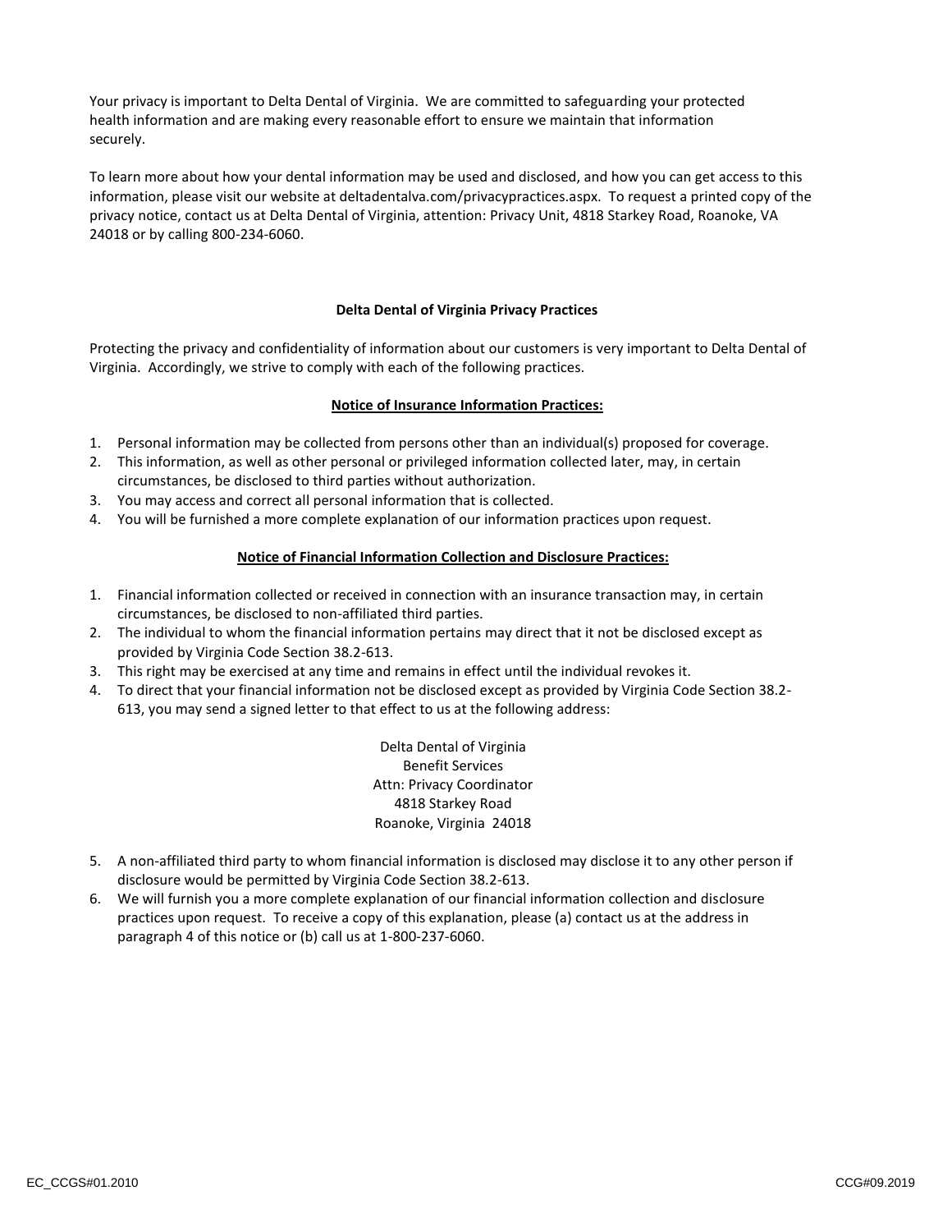Your privacy is important to Delta Dental of Virginia. We are committed to safeguarding your protected health information and are making every reasonable effort to ensure we maintain that information securely.

To learn more about how your dental information may be used and disclosed, and how you can get access to this information, please visit our website at deltadentalva.com/privacypractices.aspx. To request a printed copy of the privacy notice, contact us at Delta Dental of Virginia, attention: Privacy Unit, 4818 Starkey Road, Roanoke, VA 24018 or by calling 800-234-6060.

## Delta Dental of Virginia Privacy Practices

Protecting the privacy and confidentiality of information about our customers is very important to Delta Dental of Virginia. Accordingly, we strive to comply with each of the following practices.

### Notice of Insurance Information Practices:

1. Personal information may be collected from persons other than an individual(s) proposed for coverage.
2. This information, as well as other personal or privileged information collected later, may, in certain circumstances, be disclosed to third parties without authorization.
3. You may access and correct all personal information that is collected.
4. You will be furnished a more complete explanation of our information practices upon request.

### Notice of Financial Information Collection and Disclosure Practices:

1. Financial information collected or received in connection with an insurance transaction may, in certain circumstances, be disclosed to non-affiliated third parties.
2. The individual to whom the financial information pertains may direct that it not be disclosed except as provided by Virginia Code Section 38.2-613.
3. This right may be exercised at any time and remains in effect until the individual revokes it.
4. To direct that your financial information not be disclosed except as provided by Virginia Code Section 38.2-613, you may send a signed letter to that effect to us at the following address:

   Delta Dental of Virginia
   Benefit Services
   Attn: Privacy Coordinator
   4818 Starkey Road
   Roanoke, Virginia 24018

5. A non-affiliated third party to whom financial information is disclosed may disclose it to any other person if disclosure would be permitted by Virginia Code Section 38.2-613.
6. We will furnish you a more complete explanation of our financial information collection and disclosure practices upon request. To receive a copy of this explanation, please (a) contact us at the address in paragraph 4 of this notice or (b) call us at 1-800-237-6060.

EC_CCGS#01.2010 CCG#09.2019